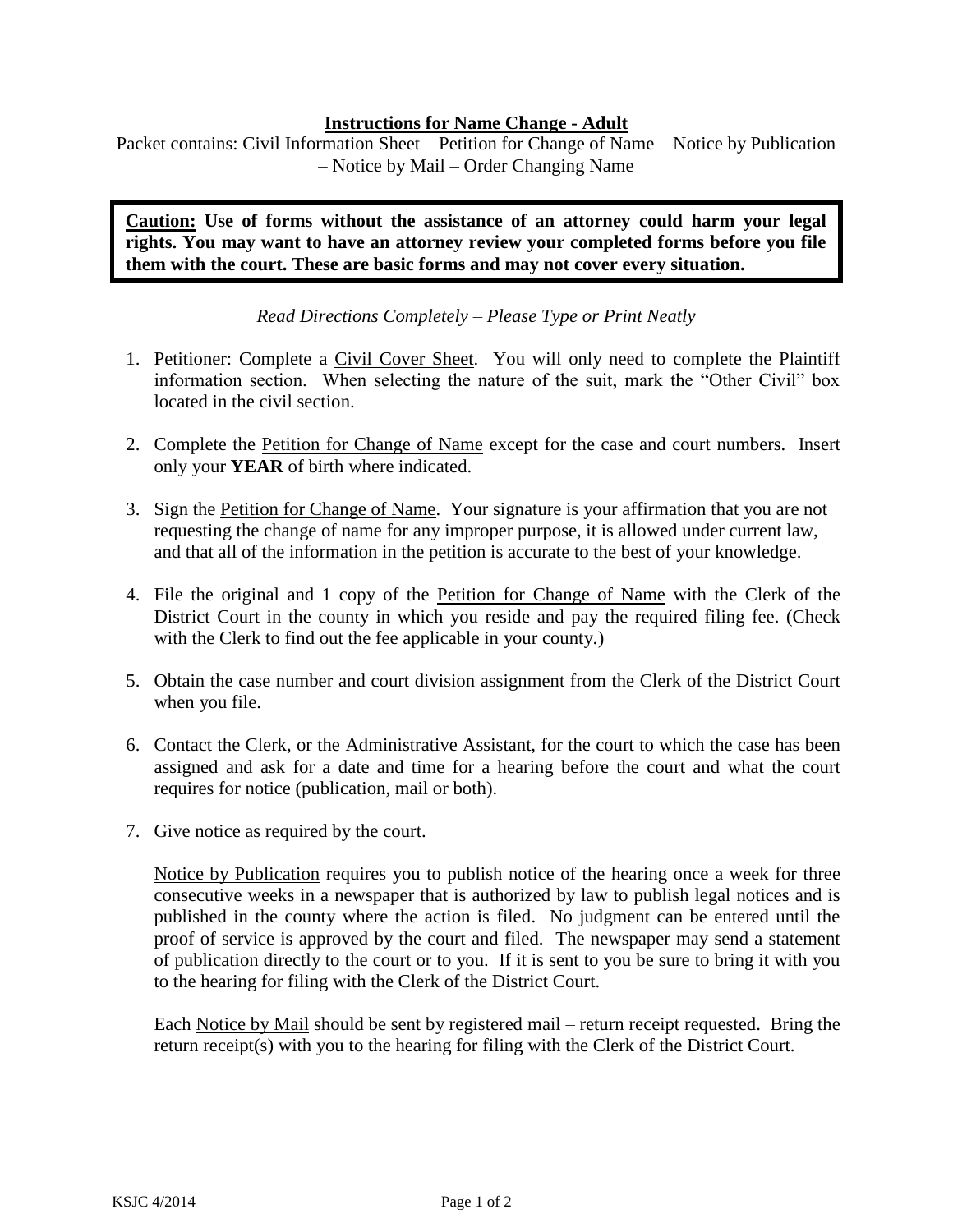## Instructions for Name Change - Adult

Packet contains: Civil Information Sheet – Petition for Change of Name – Notice by Publication – Notice by Mail – Order Changing Name

> **Caution: Use of forms without the assistance of an attorney could harm your legal rights. You may want to have an attorney review your completed forms before you file them with the court. These are basic forms and may not cover every situation.**

*Read Directions Completely – Please Type or Print Neatly*

1. Petitioner: Complete a Civil Cover Sheet. You will only need to complete the Plaintiff information section. When selecting the nature of the suit, mark the "Other Civil" box located in the civil section.

2. Complete the Petition for Change of Name except for the case and court numbers. Insert only your **YEAR** of birth where indicated.

3. Sign the Petition for Change of Name. Your signature is your affirmation that you are not requesting the change of name for any improper purpose, it is allowed under current law, and that all of the information in the petition is accurate to the best of your knowledge.

4. File the original and 1 copy of the Petition for Change of Name with the Clerk of the District Court in the county in which you reside and pay the required filing fee. (Check with the Clerk to find out the fee applicable in your county.)

5. Obtain the case number and court division assignment from the Clerk of the District Court when you file.

6. Contact the Clerk, or the Administrative Assistant, for the court to which the case has been assigned and ask for a date and time for a hearing before the court and what the court requires for notice (publication, mail or both).

7. Give notice as required by the court.

   Notice by Publication requires you to publish notice of the hearing once a week for three consecutive weeks in a newspaper that is authorized by law to publish legal notices and is published in the county where the action is filed. No judgment can be entered until the proof of service is approved by the court and filed. The newspaper may send a statement of publication directly to the court or to you. If it is sent to you be sure to bring it with you to the hearing for filing with the Clerk of the District Court.

   Each Notice by Mail should be sent by registered mail – return receipt requested. Bring the return receipt(s) with you to the hearing for filing with the Clerk of the District Court.

KSJC 4/2014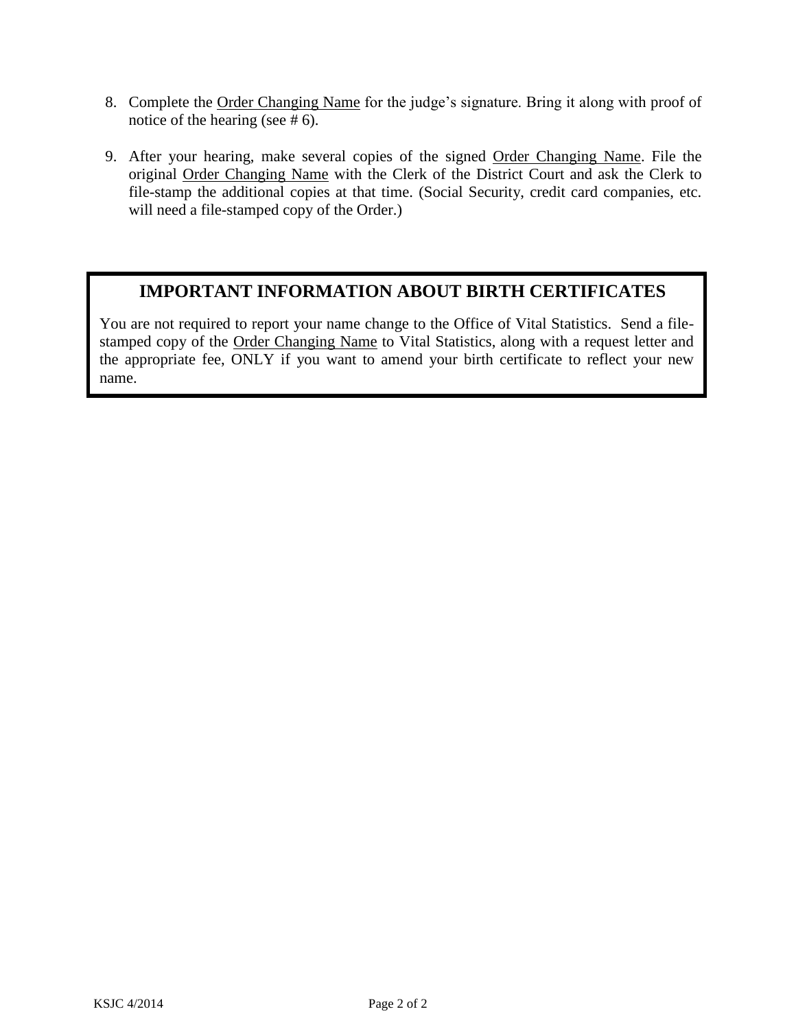8. Complete the Order Changing Name for the judge's signature. Bring it along with proof of notice of the hearing (see # 6).

9. After your hearing, make several copies of the signed Order Changing Name. File the original Order Changing Name with the Clerk of the District Court and ask the Clerk to file-stamp the additional copies at that time. (Social Security, credit card companies, etc. will need a file-stamped copy of the Order.)

## IMPORTANT INFORMATION ABOUT BIRTH CERTIFICATES

You are not required to report your name change to the Office of Vital Statistics. Send a file-stamped copy of the Order Changing Name to Vital Statistics, along with a request letter and the appropriate fee, ONLY if you want to amend your birth certificate to reflect your new name.

KSJC 4/2014